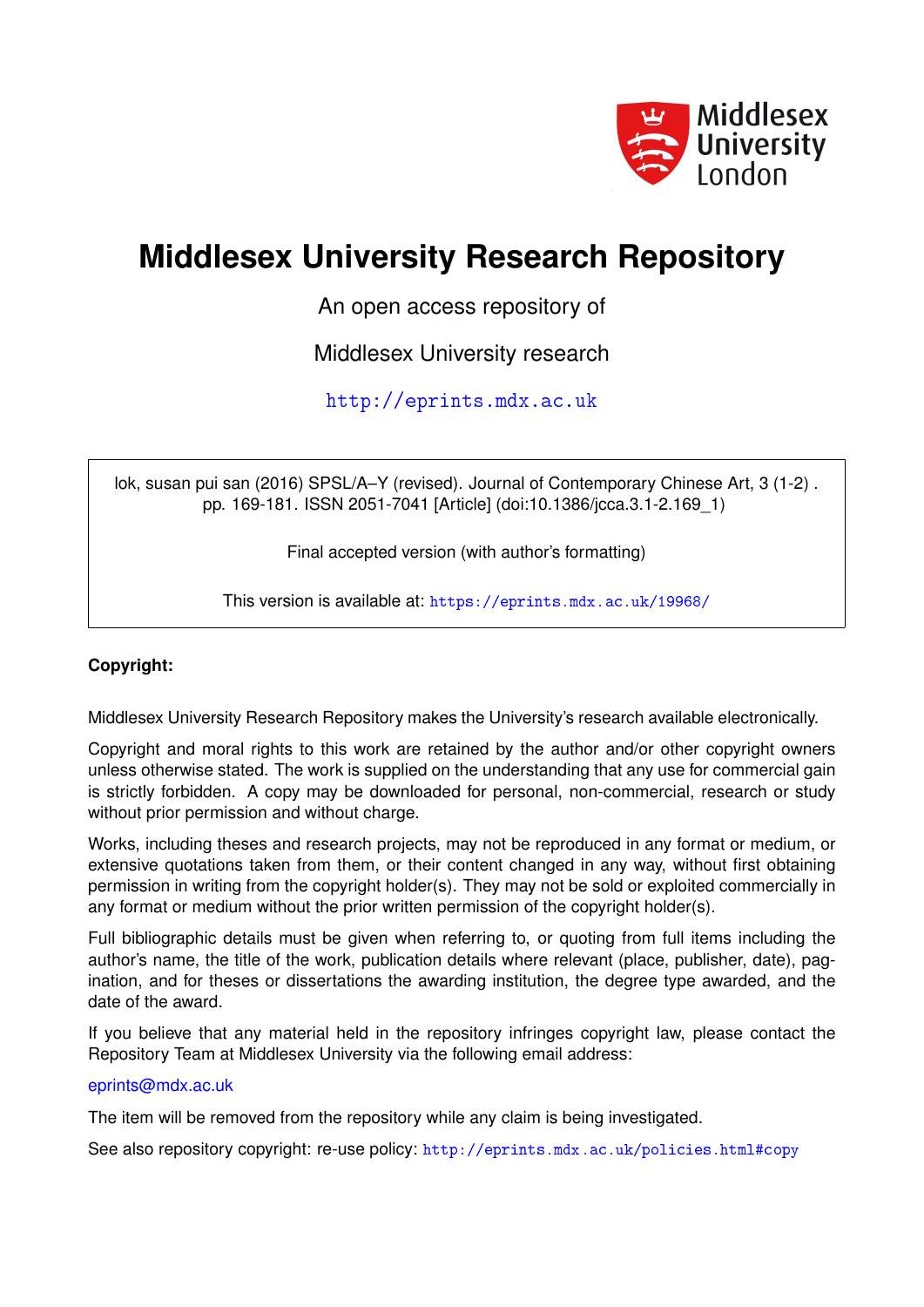Middlesex University London

# Middlesex University Research Repository

An open access repository of

Middlesex University research

http://eprints.mdx.ac.uk

lok, susan pui san (2016) SPSL/A–Y (revised). Journal of Contemporary Chinese Art, 3 (1-2) . pp. 169-181. ISSN 2051-7041 [Article] (doi:10.1386/jcca.3.1-2.169_1)

Final accepted version (with author's formatting)

This version is available at: https://eprints.mdx.ac.uk/19968/

**Copyright:**

Middlesex University Research Repository makes the University's research available electronically.

Copyright and moral rights to this work are retained by the author and/or other copyright owners unless otherwise stated. The work is supplied on the understanding that any use for commercial gain is strictly forbidden. A copy may be downloaded for personal, non-commercial, research or study without prior permission and without charge.

Works, including theses and research projects, may not be reproduced in any format or medium, or extensive quotations taken from them, or their content changed in any way, without first obtaining permission in writing from the copyright holder(s). They may not be sold or exploited commercially in any format or medium without the prior written permission of the copyright holder(s).

Full bibliographic details must be given when referring to, or quoting from full items including the author's name, the title of the work, publication details where relevant (place, publisher, date), pagination, and for theses or dissertations the awarding institution, the degree type awarded, and the date of the award.

If you believe that any material held in the repository infringes copyright law, please contact the Repository Team at Middlesex University via the following email address:

eprints@mdx.ac.uk

The item will be removed from the repository while any claim is being investigated.

See also repository copyright: re-use policy: http://eprints.mdx.ac.uk/policies.html#copy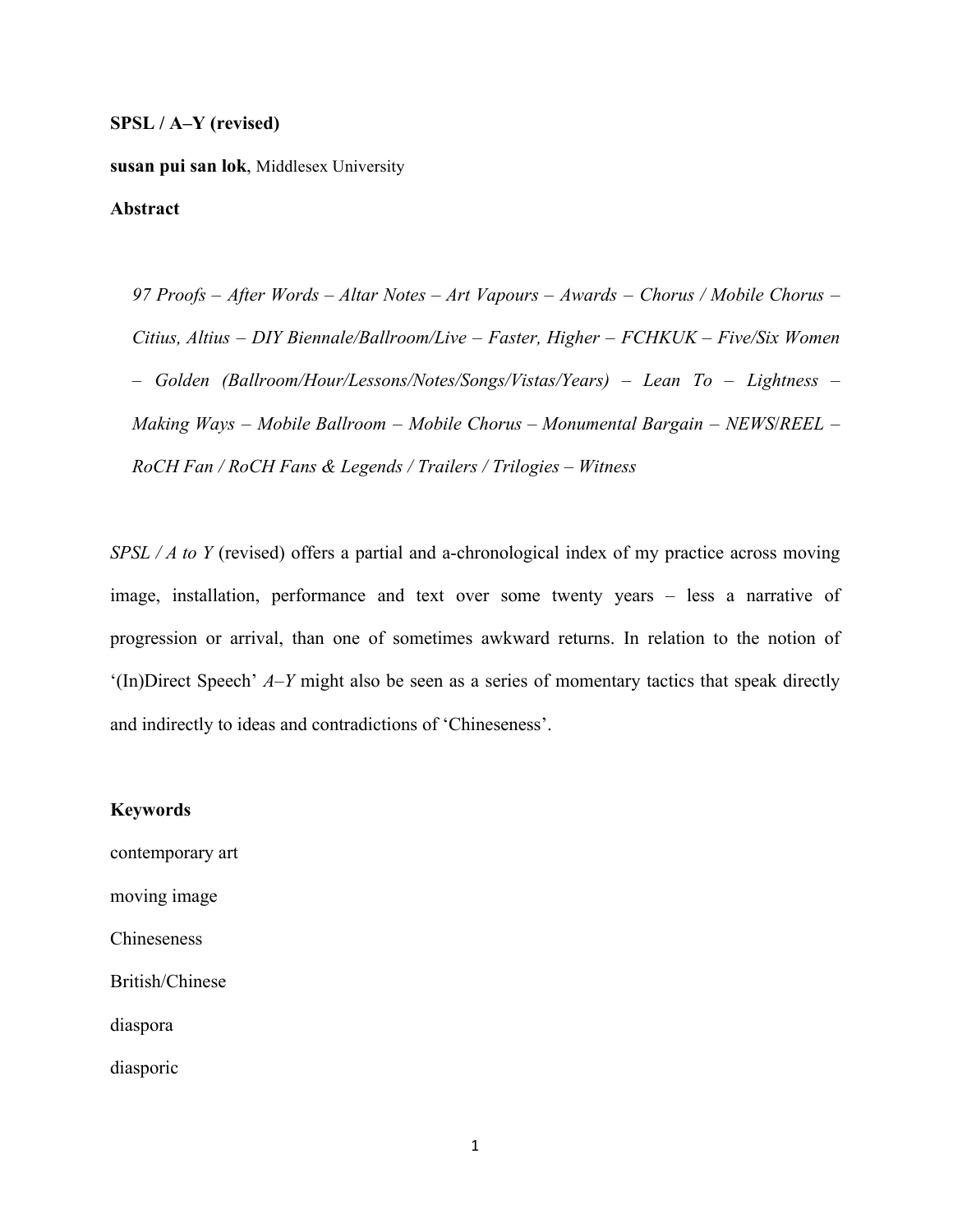**SPSL / A–Y (revised)**

**susan pui san lok**, Middlesex University

**Abstract**

> *97 Proofs – After Words – Altar Notes – Art Vapours – Awards – Chorus / Mobile Chorus – Citius, Altius – DIY Biennale/Ballroom/Live – Faster, Higher – FCHKUK – Five/Six Women – Golden (Ballroom/Hour/Lessons/Notes/Songs/Vistas/Years) – Lean To – Lightness – Making Ways – Mobile Ballroom – Mobile Chorus – Monumental Bargain – NEWS/REEL – RoCH Fan / RoCH Fans & Legends / Trailers / Trilogies – Witness*

*SPSL / A to Y* (revised) offers a partial and a-chronological index of my practice across moving image, installation, performance and text over some twenty years – less a narrative of progression or arrival, than one of sometimes awkward returns. In relation to the notion of '(In)Direct Speech' *A–Y* might also be seen as a series of momentary tactics that speak directly and indirectly to ideas and contradictions of 'Chineseness'.

**Keywords**

contemporary art

moving image

Chineseness

British/Chinese

diaspora

diasporic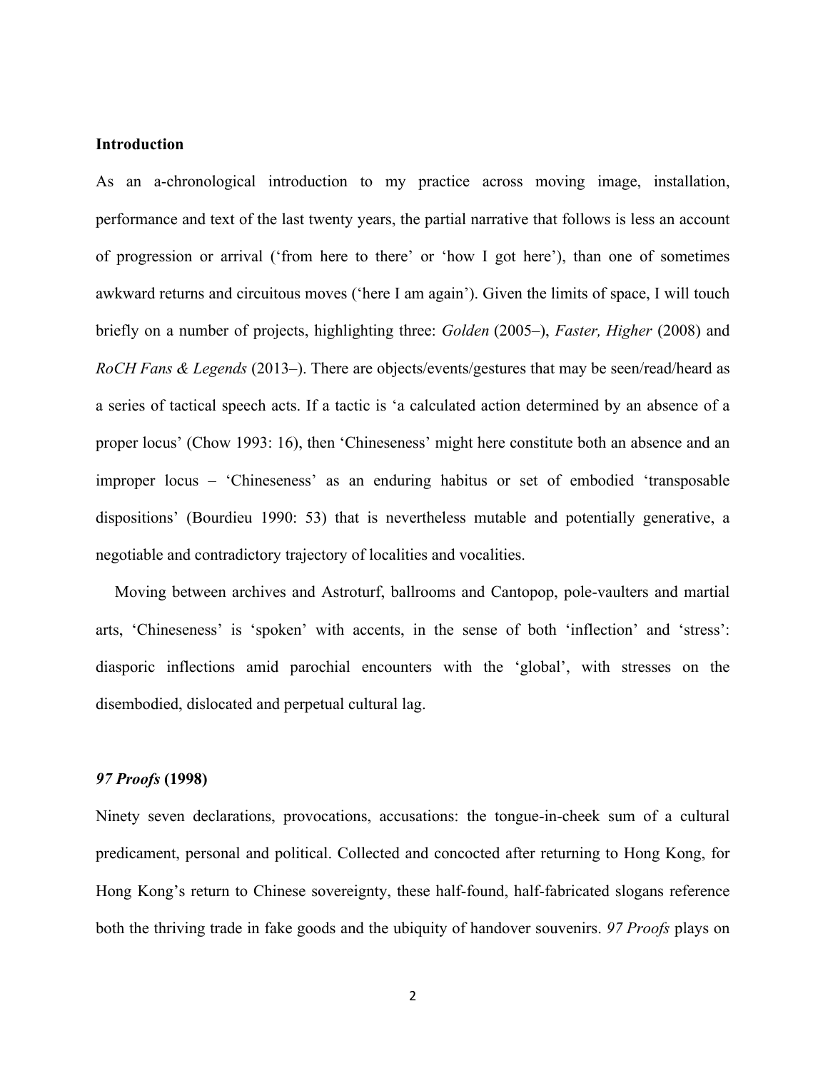**Introduction**

As an a-chronological introduction to my practice across moving image, installation, performance and text of the last twenty years, the partial narrative that follows is less an account of progression or arrival ('from here to there' or 'how I got here'), than one of sometimes awkward returns and circuitous moves ('here I am again'). Given the limits of space, I will touch briefly on a number of projects, highlighting three: *Golden* (2005–), *Faster, Higher* (2008) and *RoCH Fans & Legends* (2013–). There are objects/events/gestures that may be seen/read/heard as a series of tactical speech acts. If a tactic is 'a calculated action determined by an absence of a proper locus' (Chow 1993: 16), then 'Chineseness' might here constitute both an absence and an improper locus – 'Chineseness' as an enduring habitus or set of embodied 'transposable dispositions' (Bourdieu 1990: 53) that is nevertheless mutable and potentially generative, a negotiable and contradictory trajectory of localities and vocalities.

Moving between archives and Astroturf, ballrooms and Cantopop, pole-vaulters and martial arts, 'Chineseness' is 'spoken' with accents, in the sense of both 'inflection' and 'stress': diasporic inflections amid parochial encounters with the 'global', with stresses on the disembodied, dislocated and perpetual cultural lag.

***97 Proofs* (1998)**

Ninety seven declarations, provocations, accusations: the tongue-in-cheek sum of a cultural predicament, personal and political. Collected and concocted after returning to Hong Kong, for Hong Kong's return to Chinese sovereignty, these half-found, half-fabricated slogans reference both the thriving trade in fake goods and the ubiquity of handover souvenirs. *97 Proofs* plays on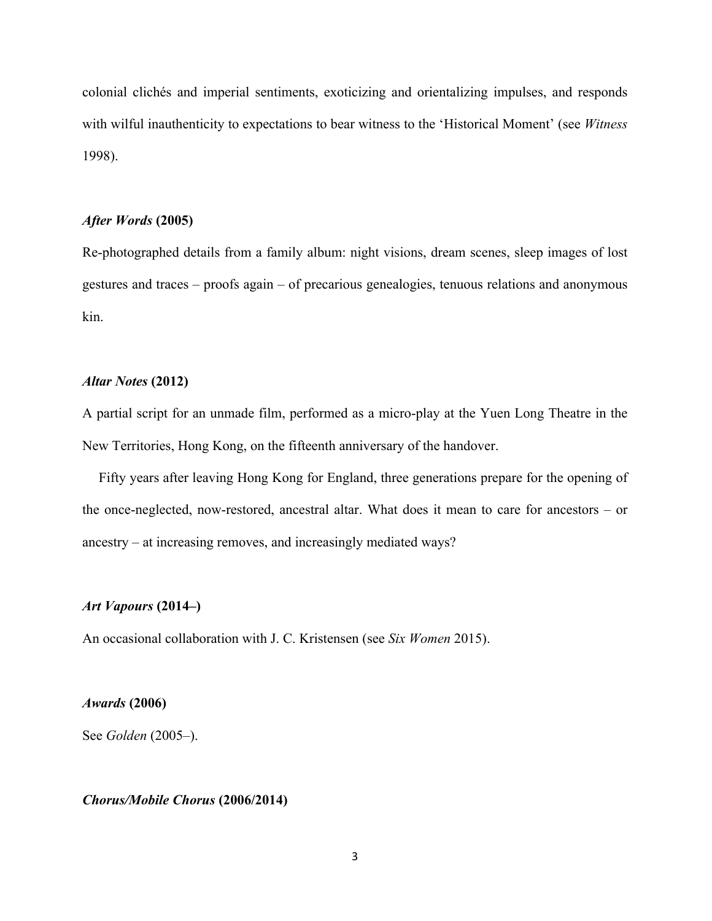colonial clichés and imperial sentiments, exoticizing and orientalizing impulses, and responds with wilful inauthenticity to expectations to bear witness to the 'Historical Moment' (see *Witness* 1998).

***After Words* (2005)**

Re-photographed details from a family album: night visions, dream scenes, sleep images of lost gestures and traces – proofs again – of precarious genealogies, tenuous relations and anonymous kin.

***Altar Notes* (2012)**

A partial script for an unmade film, performed as a micro-play at the Yuen Long Theatre in the New Territories, Hong Kong, on the fifteenth anniversary of the handover.

Fifty years after leaving Hong Kong for England, three generations prepare for the opening of the once-neglected, now-restored, ancestral altar. What does it mean to care for ancestors – or ancestry – at increasing removes, and increasingly mediated ways?

***Art Vapours* (2014–)**

An occasional collaboration with J. C. Kristensen (see *Six Women* 2015).

***Awards* (2006)**

See *Golden* (2005–).

***Chorus/Mobile Chorus* (2006/2014)**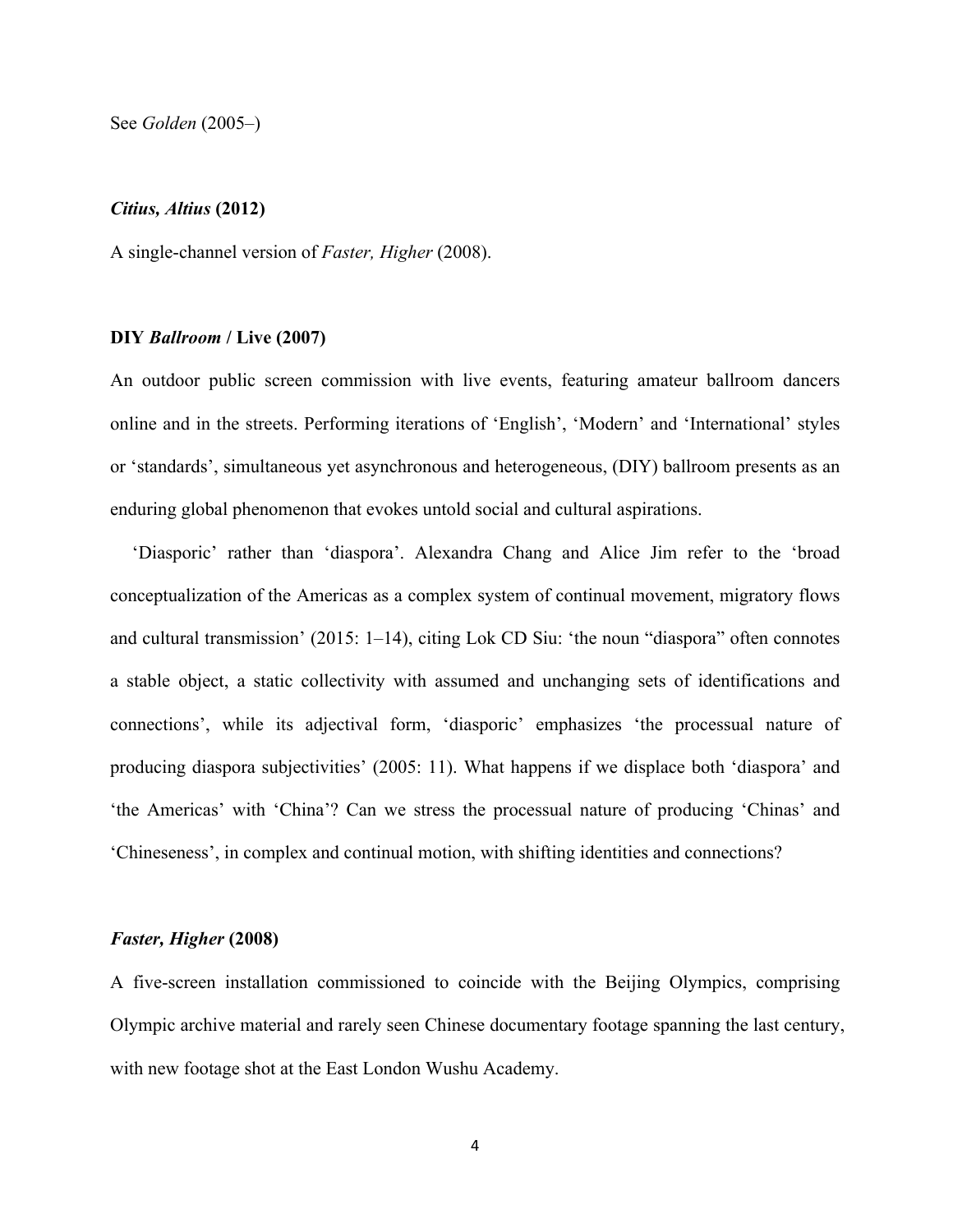See *Golden* (2005–)

### *Citius, Altius* (2012)

A single-channel version of *Faster, Higher* (2008).

### DIY *Ballroom* / Live (2007)

An outdoor public screen commission with live events, featuring amateur ballroom dancers online and in the streets. Performing iterations of 'English', 'Modern' and 'International' styles or 'standards', simultaneous yet asynchronous and heterogeneous, (DIY) ballroom presents as an enduring global phenomenon that evokes untold social and cultural aspirations.

'Diasporic' rather than 'diaspora'. Alexandra Chang and Alice Jim refer to the 'broad conceptualization of the Americas as a complex system of continual movement, migratory flows and cultural transmission' (2015: 1–14), citing Lok CD Siu: 'the noun "diaspora" often connotes a stable object, a static collectivity with assumed and unchanging sets of identifications and connections', while its adjectival form, 'diasporic' emphasizes 'the processual nature of producing diaspora subjectivities' (2005: 11). What happens if we displace both 'diaspora' and 'the Americas' with 'China'? Can we stress the processual nature of producing 'Chinas' and 'Chineseness', in complex and continual motion, with shifting identities and connections?

### *Faster, Higher* (2008)

A five-screen installation commissioned to coincide with the Beijing Olympics, comprising Olympic archive material and rarely seen Chinese documentary footage spanning the last century, with new footage shot at the East London Wushu Academy.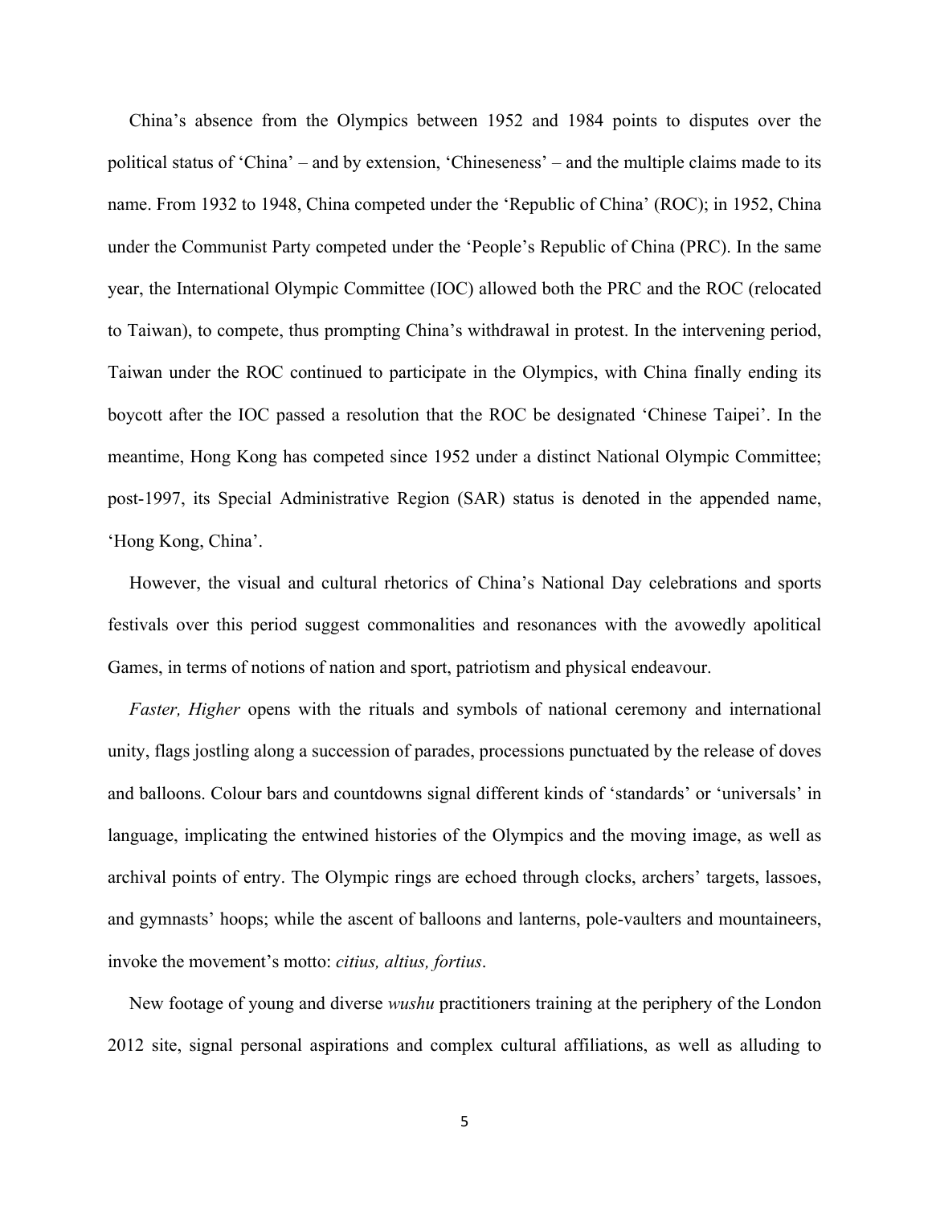China's absence from the Olympics between 1952 and 1984 points to disputes over the political status of 'China' – and by extension, 'Chineseness' – and the multiple claims made to its name. From 1932 to 1948, China competed under the 'Republic of China' (ROC); in 1952, China under the Communist Party competed under the 'People's Republic of China (PRC). In the same year, the International Olympic Committee (IOC) allowed both the PRC and the ROC (relocated to Taiwan), to compete, thus prompting China's withdrawal in protest. In the intervening period, Taiwan under the ROC continued to participate in the Olympics, with China finally ending its boycott after the IOC passed a resolution that the ROC be designated 'Chinese Taipei'. In the meantime, Hong Kong has competed since 1952 under a distinct National Olympic Committee; post-1997, its Special Administrative Region (SAR) status is denoted in the appended name, 'Hong Kong, China'.

However, the visual and cultural rhetorics of China's National Day celebrations and sports festivals over this period suggest commonalities and resonances with the avowedly apolitical Games, in terms of notions of nation and sport, patriotism and physical endeavour.

*Faster, Higher* opens with the rituals and symbols of national ceremony and international unity, flags jostling along a succession of parades, processions punctuated by the release of doves and balloons. Colour bars and countdowns signal different kinds of 'standards' or 'universals' in language, implicating the entwined histories of the Olympics and the moving image, as well as archival points of entry. The Olympic rings are echoed through clocks, archers' targets, lassoes, and gymnasts' hoops; while the ascent of balloons and lanterns, pole-vaulters and mountaineers, invoke the movement's motto: *citius, altius, fortius*.

New footage of young and diverse *wushu* practitioners training at the periphery of the London 2012 site, signal personal aspirations and complex cultural affiliations, as well as alluding to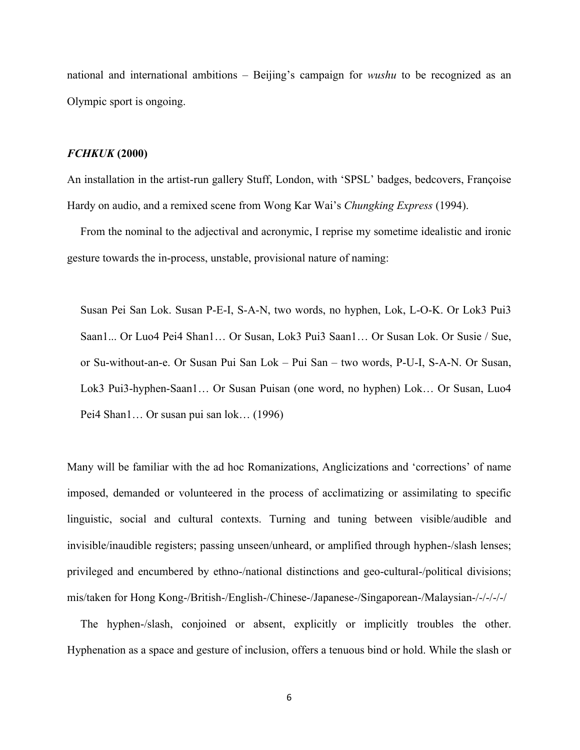national and international ambitions – Beijing's campaign for *wushu* to be recognized as an Olympic sport is ongoing.

### ***FCHKUK*** **(2000)**

An installation in the artist-run gallery Stuff, London, with 'SPSL' badges, bedcovers, Françoise Hardy on audio, and a remixed scene from Wong Kar Wai's *Chungking Express* (1994).

From the nominal to the adjectival and acronymic, I reprise my sometime idealistic and ironic gesture towards the in-process, unstable, provisional nature of naming:

> Susan Pei San Lok. Susan P-E-I, S-A-N, two words, no hyphen, Lok, L-O-K. Or Lok3 Pui3 Saan1... Or Luo4 Pei4 Shan1… Or Susan, Lok3 Pui3 Saan1… Or Susan Lok. Or Susie / Sue, or Su-without-an-e. Or Susan Pui San Lok – Pui San – two words, P-U-I, S-A-N. Or Susan, Lok3 Pui3-hyphen-Saan1… Or Susan Puisan (one word, no hyphen) Lok… Or Susan, Luo4 Pei4 Shan1… Or susan pui san lok… (1996)

Many will be familiar with the ad hoc Romanizations, Anglicizations and 'corrections' of name imposed, demanded or volunteered in the process of acclimatizing or assimilating to specific linguistic, social and cultural contexts. Turning and tuning between visible/audible and invisible/inaudible registers; passing unseen/unheard, or amplified through hyphen-/slash lenses; privileged and encumbered by ethno-/national distinctions and geo-cultural-/political divisions; mis/taken for Hong Kong-/British-/English-/Chinese-/Japanese-/Singaporean-/Malaysian-/-/-/-/-/

The hyphen-/slash, conjoined or absent, explicitly or implicitly troubles the other. Hyphenation as a space and gesture of inclusion, offers a tenuous bind or hold. While the slash or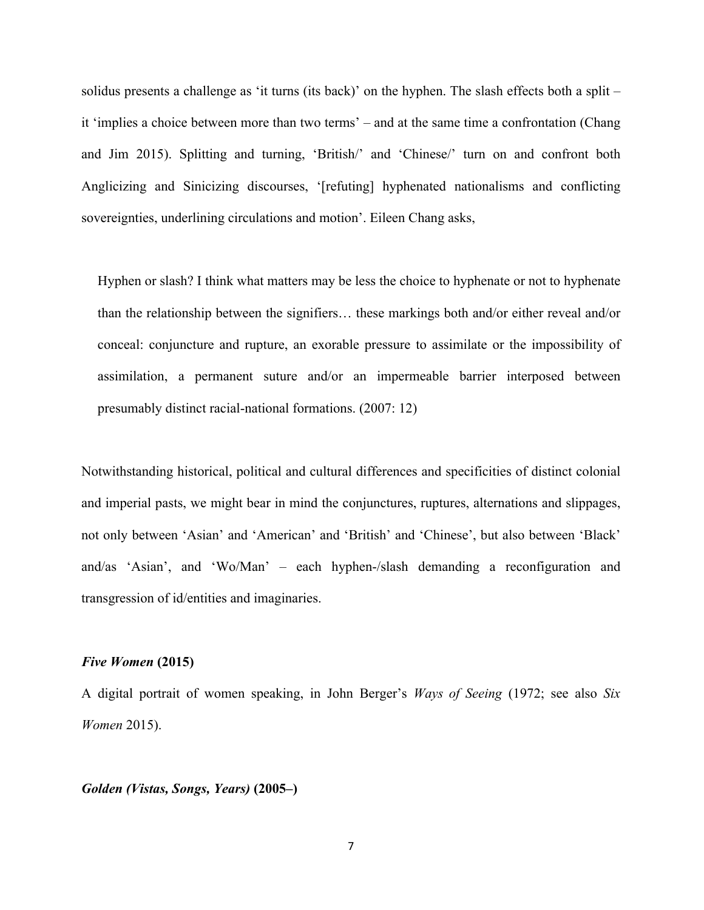solidus presents a challenge as 'it turns (its back)' on the hyphen. The slash effects both a split – it 'implies a choice between more than two terms' – and at the same time a confrontation (Chang and Jim 2015). Splitting and turning, 'British/' and 'Chinese/' turn on and confront both Anglicizing and Sinicizing discourses, '[refuting] hyphenated nationalisms and conflicting sovereignties, underlining circulations and motion'. Eileen Chang asks,

> Hyphen or slash? I think what matters may be less the choice to hyphenate or not to hyphenate than the relationship between the signifiers… these markings both and/or either reveal and/or conceal: conjuncture and rupture, an exorable pressure to assimilate or the impossibility of assimilation, a permanent suture and/or an impermeable barrier interposed between presumably distinct racial-national formations. (2007: 12)

Notwithstanding historical, political and cultural differences and specificities of distinct colonial and imperial pasts, we might bear in mind the conjunctures, ruptures, alternations and slippages, not only between 'Asian' and 'American' and 'British' and 'Chinese', but also between 'Black' and/as 'Asian', and 'Wo/Man' – each hyphen-/slash demanding a reconfiguration and transgression of id/entities and imaginaries.

### *Five Women* (2015)

A digital portrait of women speaking, in John Berger's *Ways of Seeing* (1972; see also *Six Women* 2015).

### *Golden (Vistas, Songs, Years)* (2005–)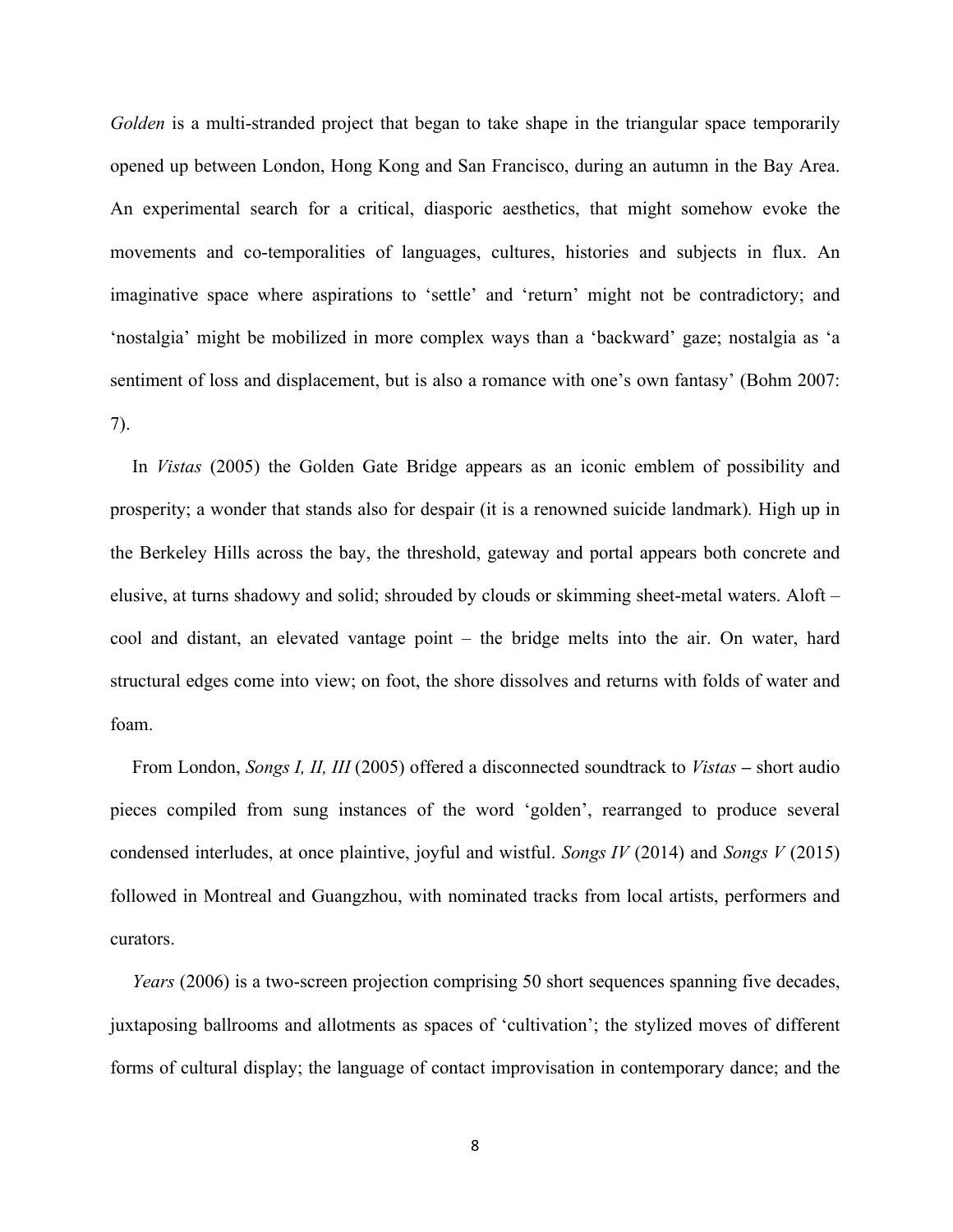*Golden* is a multi-stranded project that began to take shape in the triangular space temporarily opened up between London, Hong Kong and San Francisco, during an autumn in the Bay Area. An experimental search for a critical, diasporic aesthetics, that might somehow evoke the movements and co-temporalities of languages, cultures, histories and subjects in flux. An imaginative space where aspirations to 'settle' and 'return' might not be contradictory; and 'nostalgia' might be mobilized in more complex ways than a 'backward' gaze; nostalgia as 'a sentiment of loss and displacement, but is also a romance with one's own fantasy' (Bohm 2007: 7).

In *Vistas* (2005) the Golden Gate Bridge appears as an iconic emblem of possibility and prosperity; a wonder that stands also for despair (it is a renowned suicide landmark). High up in the Berkeley Hills across the bay, the threshold, gateway and portal appears both concrete and elusive, at turns shadowy and solid; shrouded by clouds or skimming sheet-metal waters. Aloft – cool and distant, an elevated vantage point – the bridge melts into the air. On water, hard structural edges come into view; on foot, the shore dissolves and returns with folds of water and foam.

From London, *Songs I, II, III* (2005) offered a disconnected soundtrack to *Vistas* – short audio pieces compiled from sung instances of the word 'golden', rearranged to produce several condensed interludes, at once plaintive, joyful and wistful. *Songs IV* (2014) and *Songs V* (2015) followed in Montreal and Guangzhou, with nominated tracks from local artists, performers and curators.

*Years* (2006) is a two-screen projection comprising 50 short sequences spanning five decades, juxtaposing ballrooms and allotments as spaces of 'cultivation'; the stylized moves of different forms of cultural display; the language of contact improvisation in contemporary dance; and the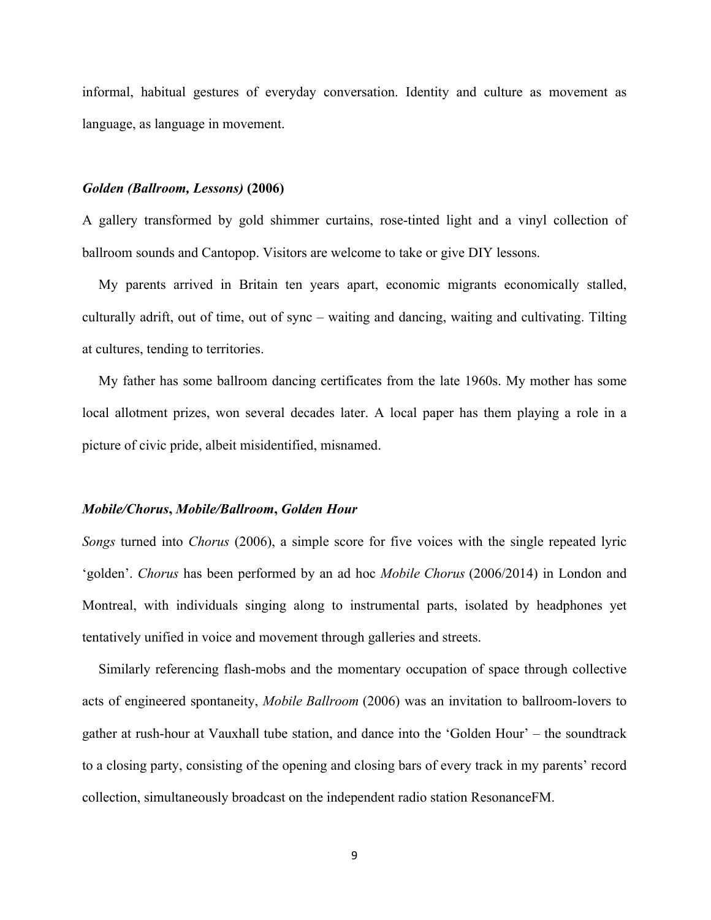informal, habitual gestures of everyday conversation. Identity and culture as movement as language, as language in movement.

### ***Golden (Ballroom, Lessons)*** **(2006)**

A gallery transformed by gold shimmer curtains, rose-tinted light and a vinyl collection of ballroom sounds and Cantopop. Visitors are welcome to take or give DIY lessons.

My parents arrived in Britain ten years apart, economic migrants economically stalled, culturally adrift, out of time, out of sync – waiting and dancing, waiting and cultivating. Tilting at cultures, tending to territories.

My father has some ballroom dancing certificates from the late 1960s. My mother has some local allotment prizes, won several decades later. A local paper has them playing a role in a picture of civic pride, albeit misidentified, misnamed.

### ***Mobile/Chorus*, *Mobile/Ballroom*, *Golden Hour***

*Songs* turned into *Chorus* (2006), a simple score for five voices with the single repeated lyric 'golden'. *Chorus* has been performed by an ad hoc *Mobile Chorus* (2006/2014) in London and Montreal, with individuals singing along to instrumental parts, isolated by headphones yet tentatively unified in voice and movement through galleries and streets.

Similarly referencing flash-mobs and the momentary occupation of space through collective acts of engineered spontaneity, *Mobile Ballroom* (2006) was an invitation to ballroom-lovers to gather at rush-hour at Vauxhall tube station, and dance into the 'Golden Hour' – the soundtrack to a closing party, consisting of the opening and closing bars of every track in my parents' record collection, simultaneously broadcast on the independent radio station ResonanceFM.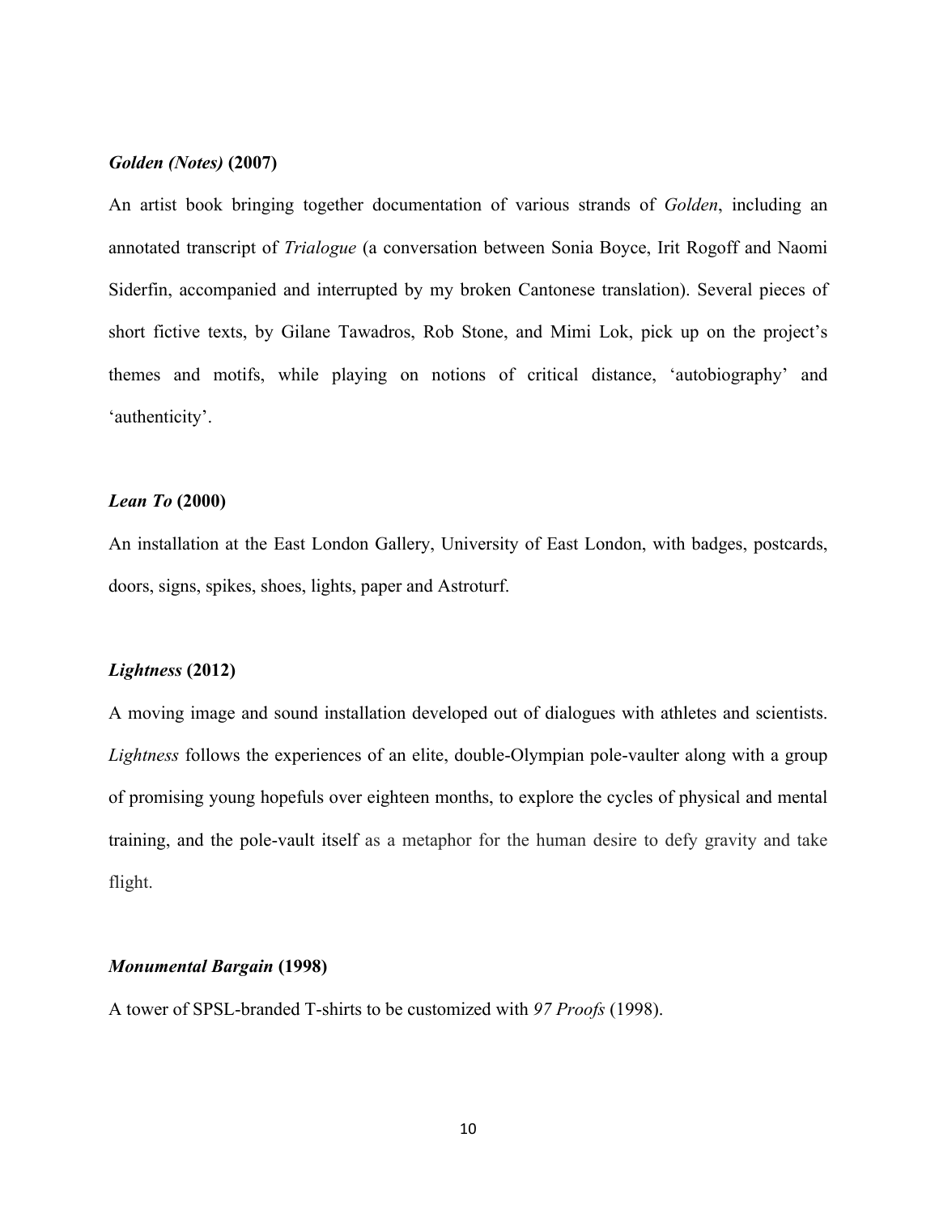***Golden (Notes)* (2007)**

An artist book bringing together documentation of various strands of *Golden*, including an annotated transcript of *Trialogue* (a conversation between Sonia Boyce, Irit Rogoff and Naomi Siderfin, accompanied and interrupted by my broken Cantonese translation). Several pieces of short fictive texts, by Gilane Tawadros, Rob Stone, and Mimi Lok, pick up on the project's themes and motifs, while playing on notions of critical distance, 'autobiography' and 'authenticity'.

***Lean To* (2000)**

An installation at the East London Gallery, University of East London, with badges, postcards, doors, signs, spikes, shoes, lights, paper and Astroturf.

***Lightness* (2012)**

A moving image and sound installation developed out of dialogues with athletes and scientists. *Lightness* follows the experiences of an elite, double-Olympian pole-vaulter along with a group of promising young hopefuls over eighteen months, to explore the cycles of physical and mental training, and the pole-vault itself as a metaphor for the human desire to defy gravity and take flight.

***Monumental Bargain* (1998)**

A tower of SPSL-branded T-shirts to be customized with *97 Proofs* (1998).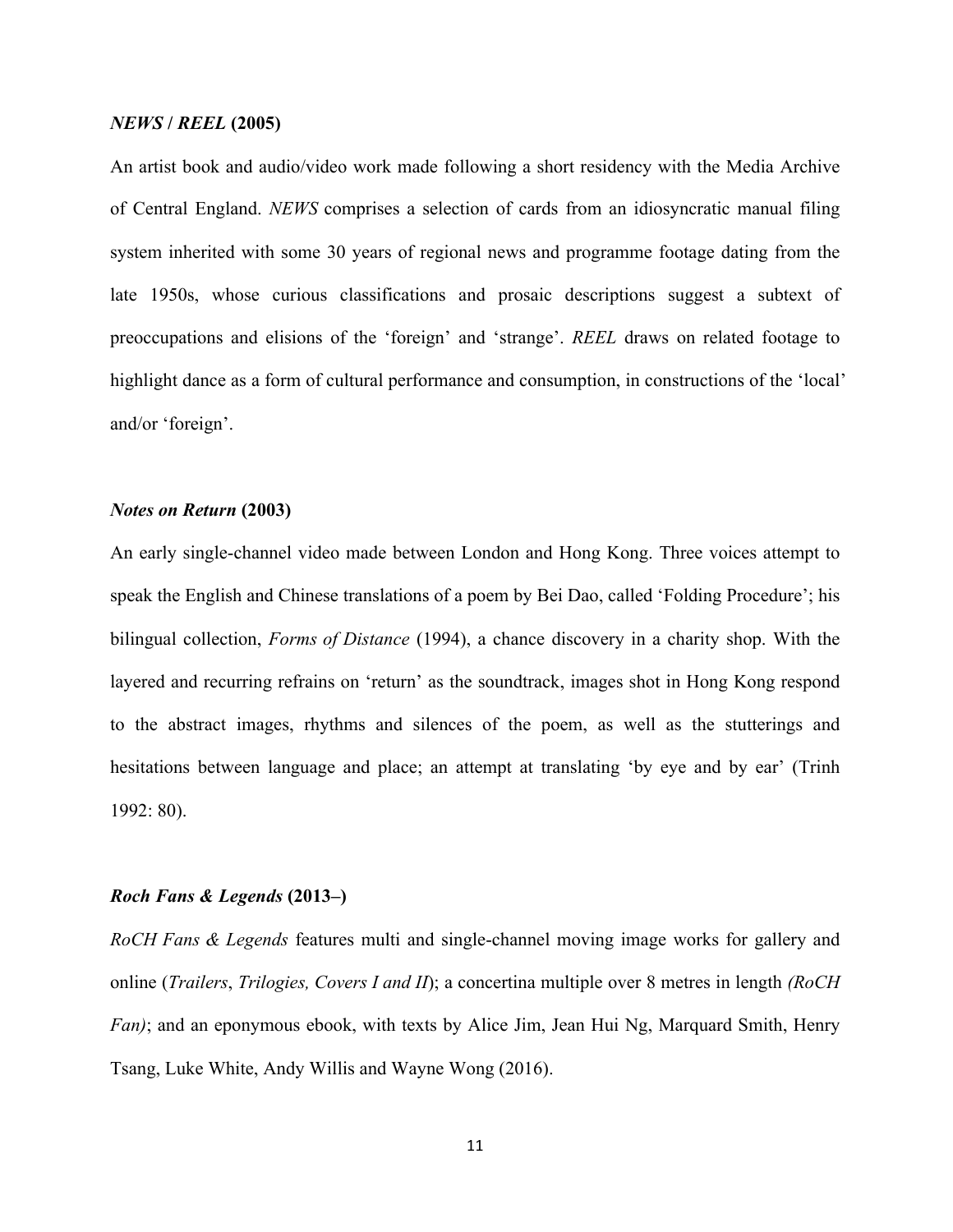***NEWS* / *REEL* (2005)**

An artist book and audio/video work made following a short residency with the Media Archive of Central England. *NEWS* comprises a selection of cards from an idiosyncratic manual filing system inherited with some 30 years of regional news and programme footage dating from the late 1950s, whose curious classifications and prosaic descriptions suggest a subtext of preoccupations and elisions of the 'foreign' and 'strange'. *REEL* draws on related footage to highlight dance as a form of cultural performance and consumption, in constructions of the 'local' and/or 'foreign'.

***Notes on Return* (2003)**

An early single-channel video made between London and Hong Kong. Three voices attempt to speak the English and Chinese translations of a poem by Bei Dao, called 'Folding Procedure'; his bilingual collection, *Forms of Distance* (1994), a chance discovery in a charity shop. With the layered and recurring refrains on 'return' as the soundtrack, images shot in Hong Kong respond to the abstract images, rhythms and silences of the poem, as well as the stutterings and hesitations between language and place; an attempt at translating 'by eye and by ear' (Trinh 1992: 80).

***Roch Fans & Legends* (2013–)**

*RoCH Fans & Legends* features multi and single-channel moving image works for gallery and online (*Trailers*, *Trilogies, Covers I and II*); a concertina multiple over 8 metres in length *(RoCH Fan)*; and an eponymous ebook, with texts by Alice Jim, Jean Hui Ng, Marquard Smith, Henry Tsang, Luke White, Andy Willis and Wayne Wong (2016).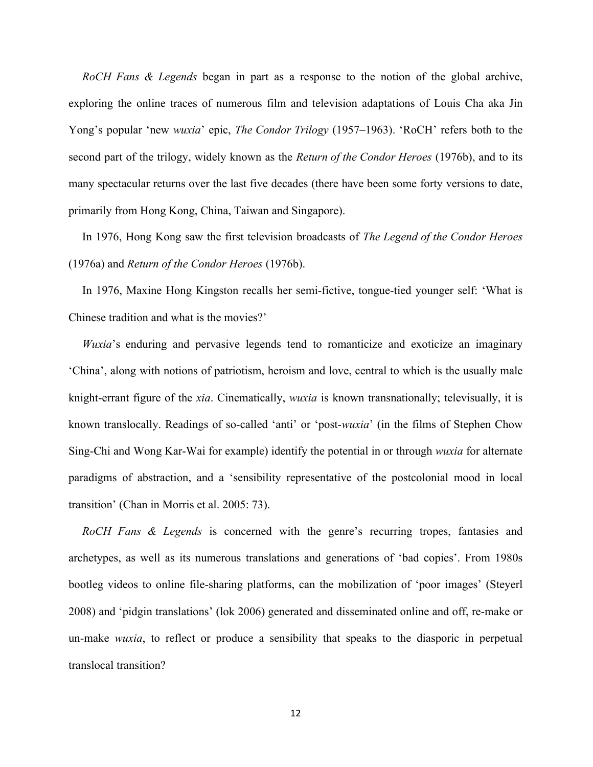*RoCH Fans & Legends* began in part as a response to the notion of the global archive, exploring the online traces of numerous film and television adaptations of Louis Cha aka Jin Yong's popular 'new *wuxia*' epic, *The Condor Trilogy* (1957–1963). 'RoCH' refers both to the second part of the trilogy, widely known as the *Return of the Condor Heroes* (1976b), and to its many spectacular returns over the last five decades (there have been some forty versions to date, primarily from Hong Kong, China, Taiwan and Singapore).

In 1976, Hong Kong saw the first television broadcasts of *The Legend of the Condor Heroes* (1976a) and *Return of the Condor Heroes* (1976b).

In 1976, Maxine Hong Kingston recalls her semi-fictive, tongue-tied younger self: 'What is Chinese tradition and what is the movies?'

*Wuxia*'s enduring and pervasive legends tend to romanticize and exoticize an imaginary 'China', along with notions of patriotism, heroism and love, central to which is the usually male knight-errant figure of the *xia*. Cinematically, *wuxia* is known transnationally; televisually, it is known translocally. Readings of so-called 'anti' or 'post-*wuxia*' (in the films of Stephen Chow Sing-Chi and Wong Kar-Wai for example) identify the potential in or through *wuxia* for alternate paradigms of abstraction, and a 'sensibility representative of the postcolonial mood in local transition' (Chan in Morris et al. 2005: 73).

*RoCH Fans & Legends* is concerned with the genre's recurring tropes, fantasies and archetypes, as well as its numerous translations and generations of 'bad copies'. From 1980s bootleg videos to online file-sharing platforms, can the mobilization of 'poor images' (Steyerl 2008) and 'pidgin translations' (lok 2006) generated and disseminated online and off, re-make or un-make *wuxia*, to reflect or produce a sensibility that speaks to the diasporic in perpetual translocal transition?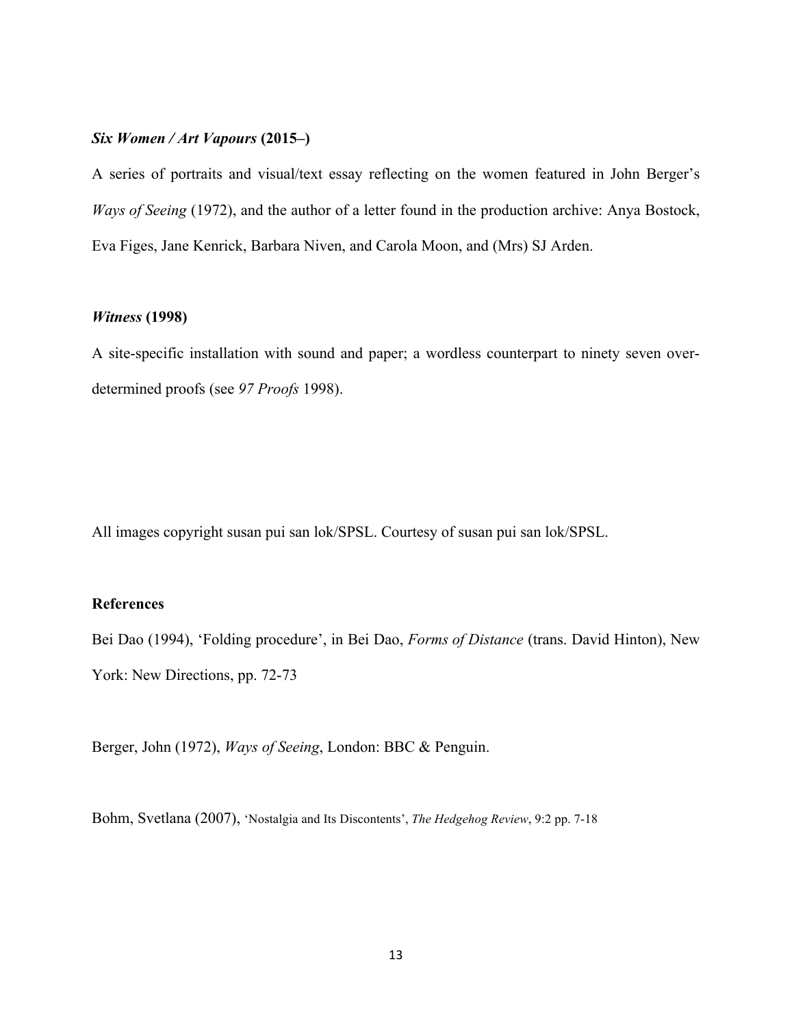***Six Women / Art Vapours* (2015–)**

A series of portraits and visual/text essay reflecting on the women featured in John Berger's *Ways of Seeing* (1972), and the author of a letter found in the production archive: Anya Bostock, Eva Figes, Jane Kenrick, Barbara Niven, and Carola Moon, and (Mrs) SJ Arden.

***Witness* (1998)**

A site-specific installation with sound and paper; a wordless counterpart to ninety seven over-determined proofs (see *97 Proofs* 1998).

All images copyright susan pui san lok/SPSL. Courtesy of susan pui san lok/SPSL.

**References**

Bei Dao (1994), 'Folding procedure', in Bei Dao, *Forms of Distance* (trans. David Hinton), New York: New Directions, pp. 72-73

Berger, John (1972), *Ways of Seeing*, London: BBC & Penguin.

Bohm, Svetlana (2007), 'Nostalgia and Its Discontents', *The Hedgehog Review*, 9:2 pp. 7-18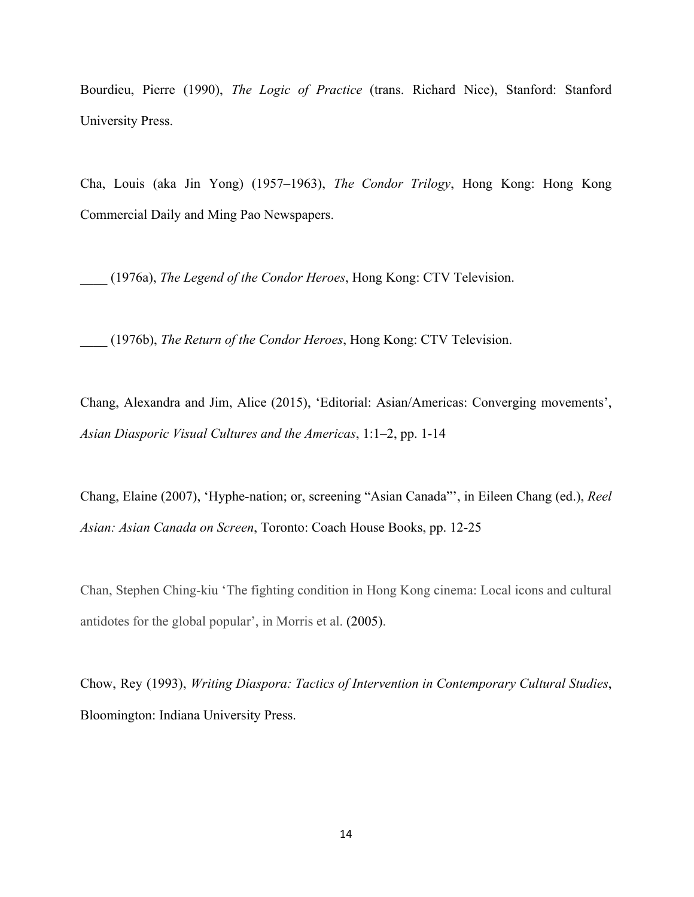Bourdieu, Pierre (1990), *The Logic of Practice* (trans. Richard Nice), Stanford: Stanford University Press.

Cha, Louis (aka Jin Yong) (1957–1963), *The Condor Trilogy*, Hong Kong: Hong Kong Commercial Daily and Ming Pao Newspapers.

____ (1976a), *The Legend of the Condor Heroes*, Hong Kong: CTV Television.

____ (1976b), *The Return of the Condor Heroes*, Hong Kong: CTV Television.

Chang, Alexandra and Jim, Alice (2015), 'Editorial: Asian/Americas: Converging movements', *Asian Diasporic Visual Cultures and the Americas*, 1:1–2, pp. 1-14

Chang, Elaine (2007), 'Hyphe-nation; or, screening "Asian Canada"', in Eileen Chang (ed.), *Reel Asian: Asian Canada on Screen*, Toronto: Coach House Books, pp. 12-25

Chan, Stephen Ching-kiu 'The fighting condition in Hong Kong cinema: Local icons and cultural antidotes for the global popular', in Morris et al. (2005).

Chow, Rey (1993), *Writing Diaspora: Tactics of Intervention in Contemporary Cultural Studies*, Bloomington: Indiana University Press.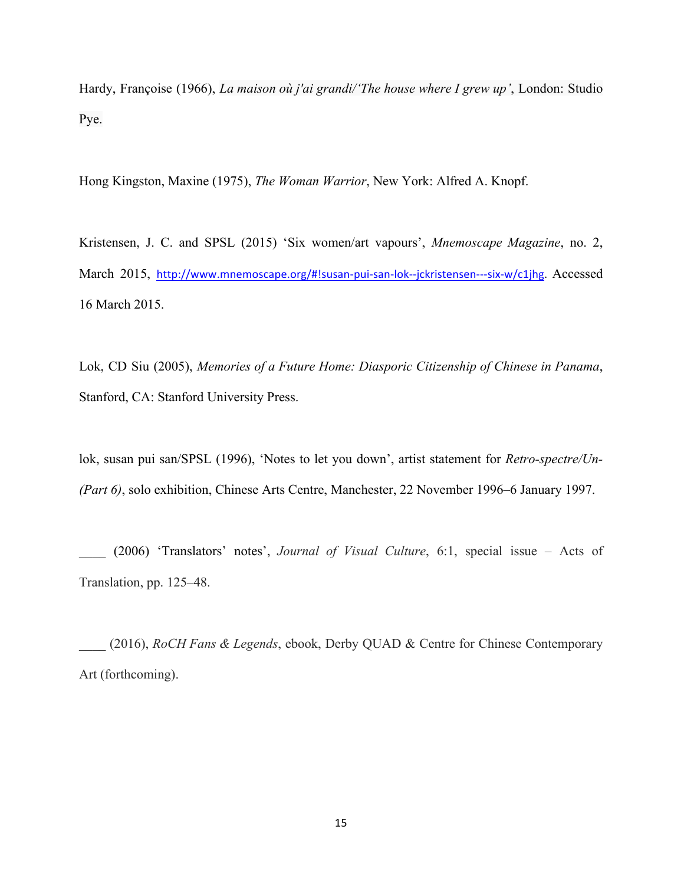Hardy, Françoise (1966), *La maison où j'ai grandi/'The house where I grew up'*, London: Studio Pye.

Hong Kingston, Maxine (1975), *The Woman Warrior*, New York: Alfred A. Knopf.

Kristensen, J. C. and SPSL (2015) 'Six women/art vapours', *Mnemoscape Magazine*, no. 2, March 2015, http://www.mnemoscape.org/#!susan-pui-san-lok--jckristensen---six-w/c1jhg. Accessed 16 March 2015.

Lok, CD Siu (2005), *Memories of a Future Home: Diasporic Citizenship of Chinese in Panama*, Stanford, CA: Stanford University Press.

lok, susan pui san/SPSL (1996), 'Notes to let you down', artist statement for *Retro-spectre/Un-(Part 6)*, solo exhibition, Chinese Arts Centre, Manchester, 22 November 1996–6 January 1997.

____ (2006) 'Translators' notes', *Journal of Visual Culture*, 6:1, special issue – Acts of Translation, pp. 125–48.

____ (2016), *RoCH Fans & Legends*, ebook, Derby QUAD & Centre for Chinese Contemporary Art (forthcoming).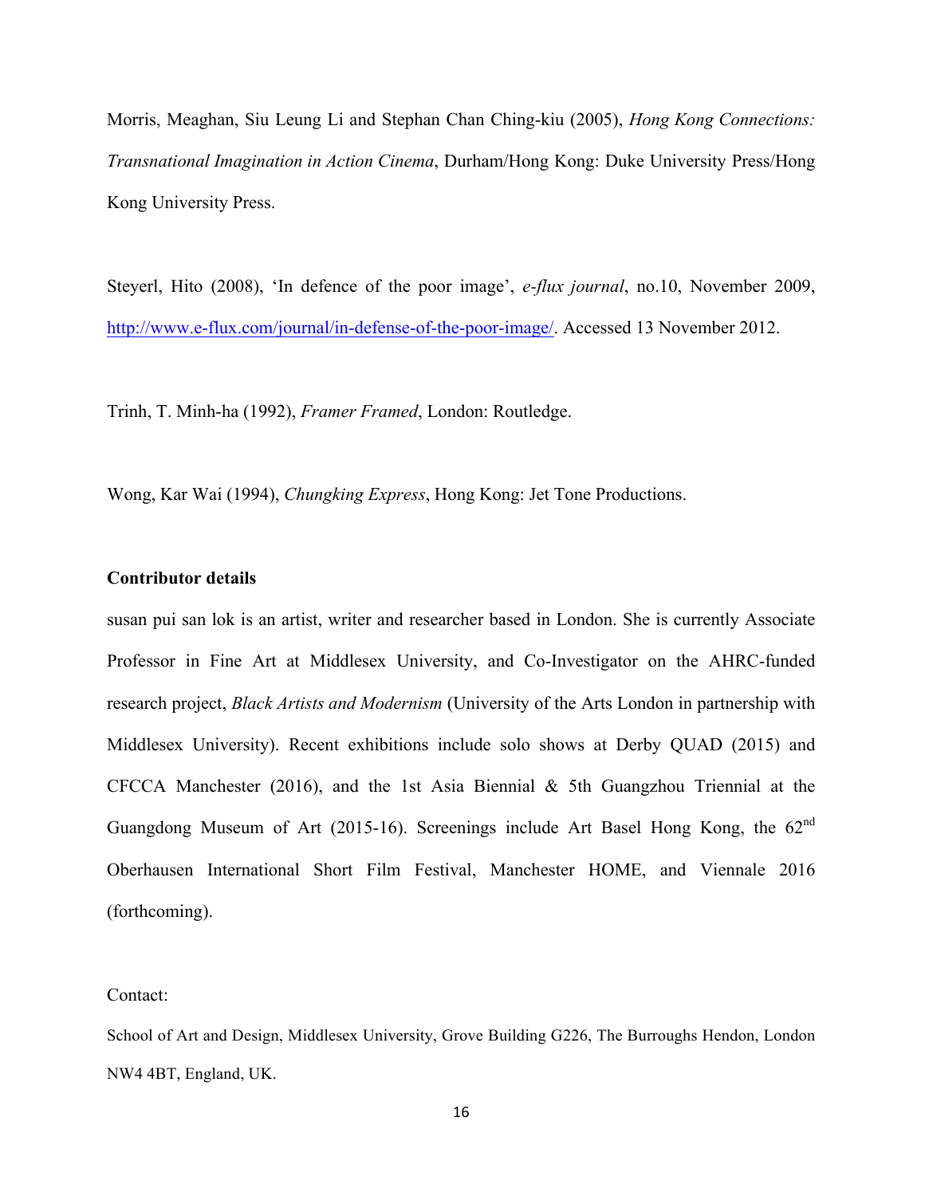Morris, Meaghan, Siu Leung Li and Stephan Chan Ching-kiu (2005), *Hong Kong Connections: Transnational Imagination in Action Cinema*, Durham/Hong Kong: Duke University Press/Hong Kong University Press.

Steyerl, Hito (2008), 'In defence of the poor image', *e-flux journal*, no.10, November 2009, http://www.e-flux.com/journal/in-defense-of-the-poor-image/. Accessed 13 November 2012.

Trinh, T. Minh-ha (1992), *Framer Framed*, London: Routledge.

Wong, Kar Wai (1994), *Chungking Express*, Hong Kong: Jet Tone Productions.

**Contributor details**

susan pui san lok is an artist, writer and researcher based in London. She is currently Associate Professor in Fine Art at Middlesex University, and Co-Investigator on the AHRC-funded research project, *Black Artists and Modernism* (University of the Arts London in partnership with Middlesex University). Recent exhibitions include solo shows at Derby QUAD (2015) and CFCCA Manchester (2016), and the 1st Asia Biennial & 5th Guangzhou Triennial at the Guangdong Museum of Art (2015-16). Screenings include Art Basel Hong Kong, the 62nd Oberhausen International Short Film Festival, Manchester HOME, and Viennale 2016 (forthcoming).

Contact:

School of Art and Design, Middlesex University, Grove Building G226, The Burroughs Hendon, London NW4 4BT, England, UK.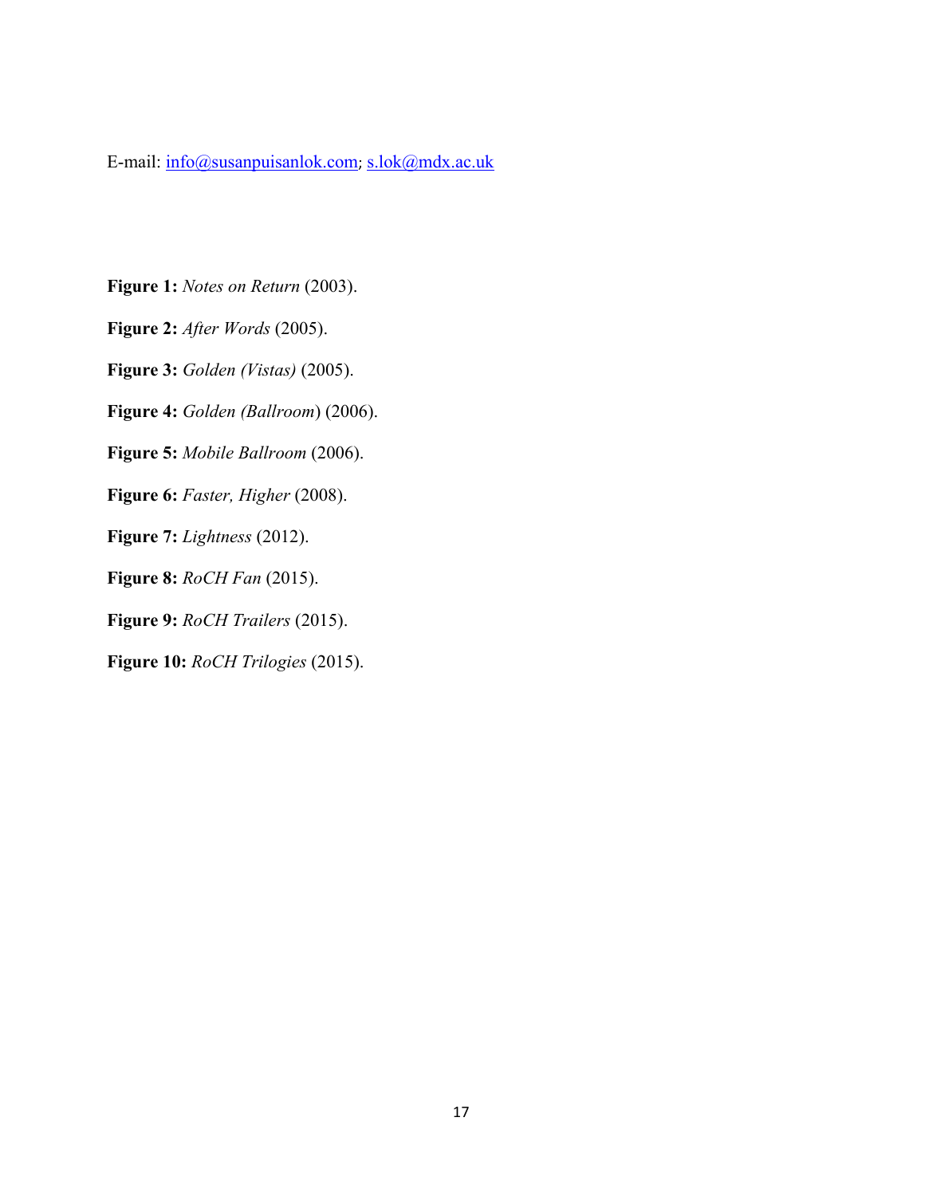E-mail: info@susanpuisanlok.com; s.lok@mdx.ac.uk

**Figure 1:** *Notes on Return* (2003).

**Figure 2:** *After Words* (2005).

**Figure 3:** *Golden (Vistas)* (2005).

**Figure 4:** *Golden (Ballroom*) (2006).

**Figure 5:** *Mobile Ballroom* (2006).

**Figure 6:** *Faster, Higher* (2008).

**Figure 7:** *Lightness* (2012).

**Figure 8:** *RoCH Fan* (2015).

**Figure 9:** *RoCH Trailers* (2015).

**Figure 10:** *RoCH Trilogies* (2015).